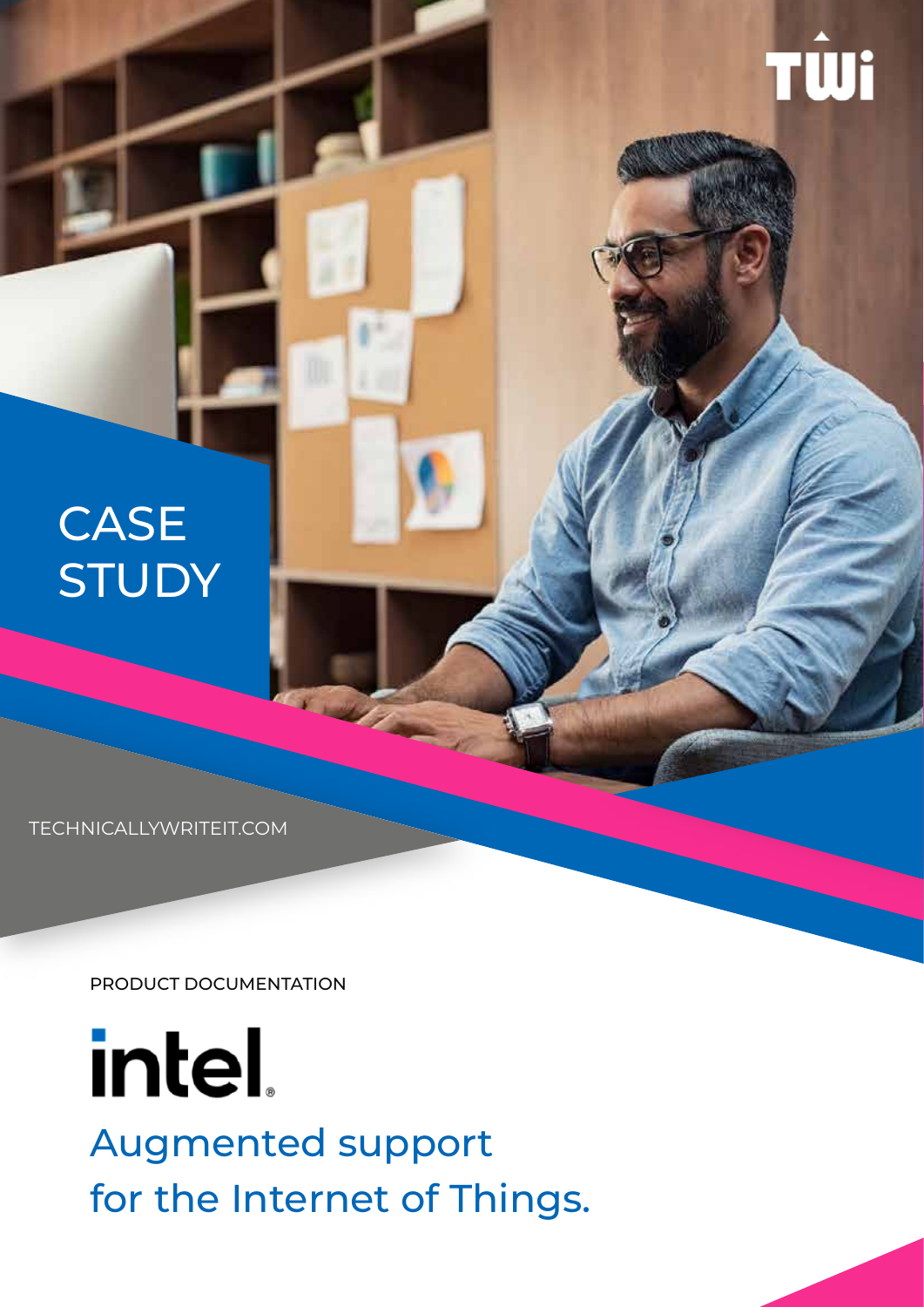TWi

# CASE STUDY

TECHNICALLYWRITEIT.COM

PRODUCT DOCUMENTATION

intel

## Augmented support for the Internet of Things.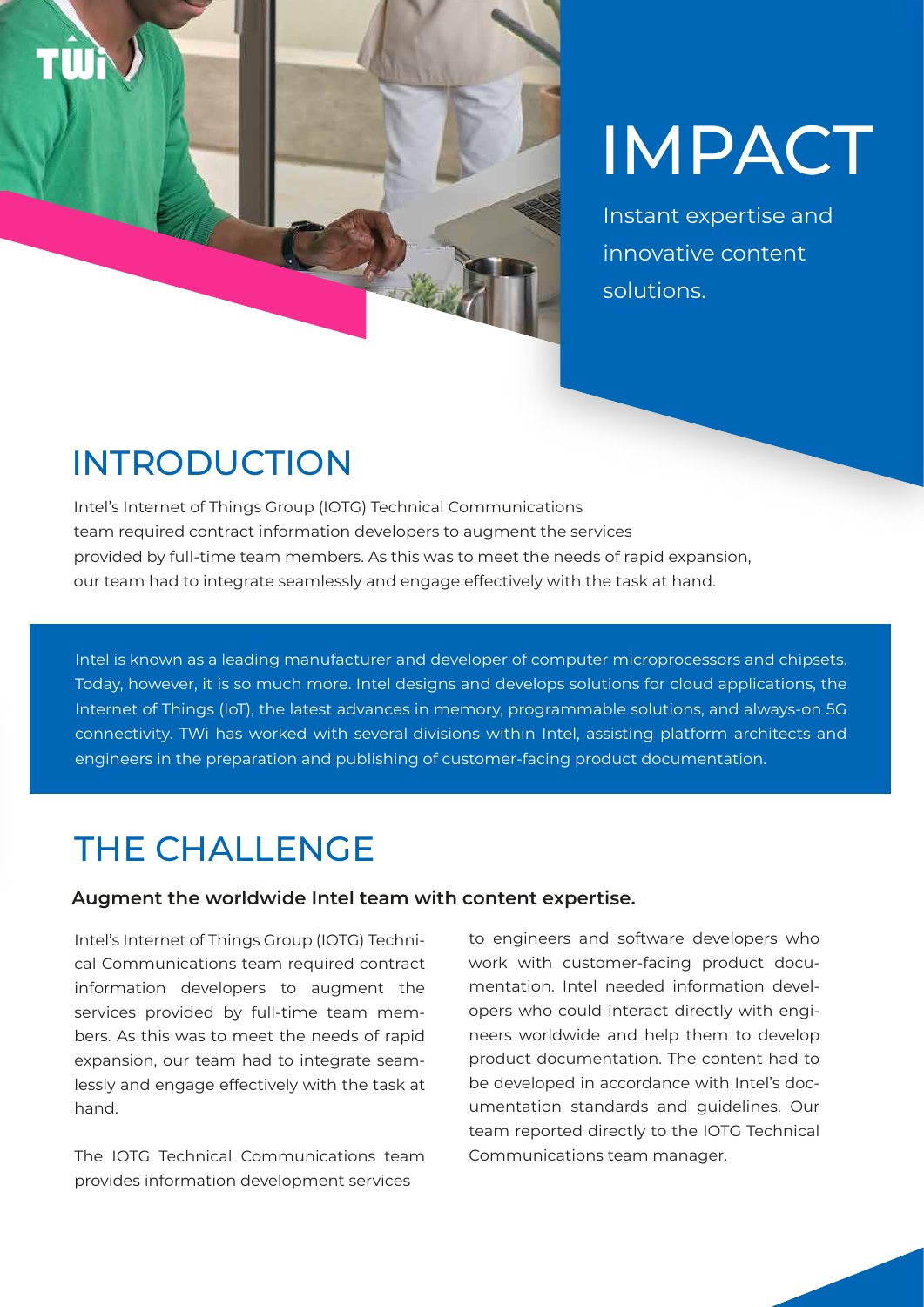# IMPACT

Instant expertise and innovative content solutions.

## INTRODUCTION

Intel's Internet of Things Group (IOTG) Technical Communications team required contract information developers to augment the services provided by full-time team members. As this was to meet the needs of rapid expansion, our team had to integrate seamlessly and engage effectively with the task at hand.

Intel is known as a leading manufacturer and developer of computer microprocessors and chipsets. Today, however, it is so much more. Intel designs and develops solutions for cloud applications, the Internet of Things (IoT), the latest advances in memory, programmable solutions, and always-on 5G connectivity. TWi has worked with several divisions within Intel, assisting platform architects and engineers in the preparation and publishing of customer-facing product documentation.

## THE CHALLENGE

**Augment the worldwide Intel team with content expertise.**

Intel's Internet of Things Group (IOTG) Technical Communications team required contract information developers to augment the services provided by full-time team members. As this was to meet the needs of rapid expansion, our team had to integrate seamlessly and engage effectively with the task at hand.

The IOTG Technical Communications team provides information development services to engineers and software developers who work with customer-facing product documentation. Intel needed information developers who could interact directly with engineers worldwide and help them to develop product documentation. The content had to be developed in accordance with Intel's documentation standards and guidelines. Our team reported directly to the IOTG Technical Communications team manager.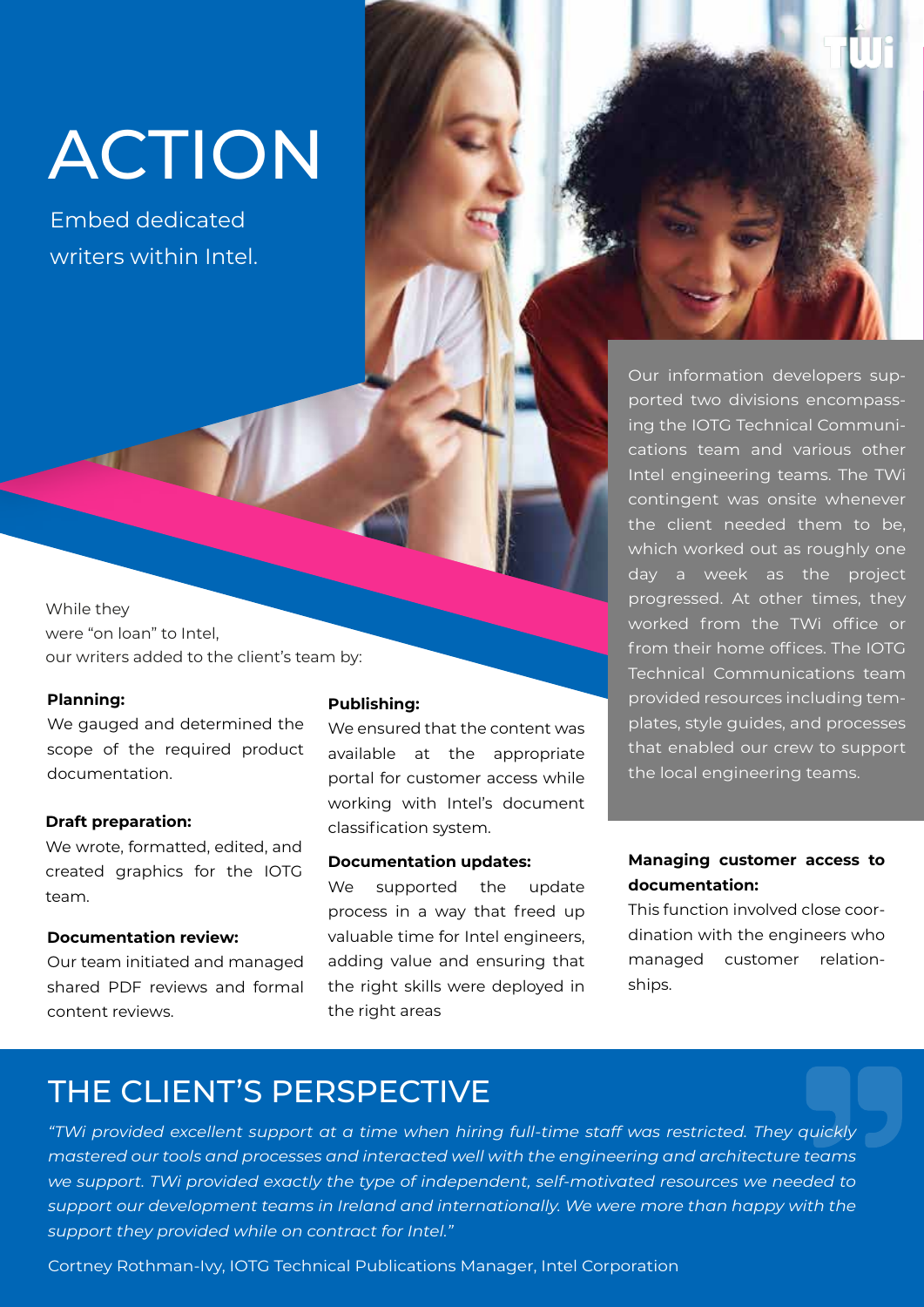# ACTION

Embed dedicated writers within Intel.

Our information developers supported two divisions encompassing the IOTG Technical Communications team and various other Intel engineering teams. The TWi contingent was onsite whenever the client needed them to be, which worked out as roughly one day a week as the project progressed. At other times, they worked from the TWi office or from their home offices. The IOTG Technical Communications team provided resources including templates, style guides, and processes that enabled our crew to support the local engineering teams.

While they were "on loan" to Intel, our writers added to the client's team by:

**Planning:**
We gauged and determined the scope of the required product documentation.

**Draft preparation:**
We wrote, formatted, edited, and created graphics for the IOTG team.

**Documentation review:**
Our team initiated and managed shared PDF reviews and formal content reviews.

**Publishing:**
We ensured that the content was available at the appropriate portal for customer access while working with Intel's document classification system.

**Documentation updates:**
We supported the update process in a way that freed up valuable time for Intel engineers, adding value and ensuring that the right skills were deployed in the right areas

**Managing customer access to documentation:**
This function involved close coordination with the engineers who managed customer relationships.

## THE CLIENT'S PERSPECTIVE

*"TWi provided excellent support at a time when hiring full-time staff was restricted. They quickly mastered our tools and processes and interacted well with the engineering and architecture teams we support. TWi provided exactly the type of independent, self-motivated resources we needed to support our development teams in Ireland and internationally. We were more than happy with the support they provided while on contract for Intel."*

Cortney Rothman-Ivy, IOTG Technical Publications Manager, Intel Corporation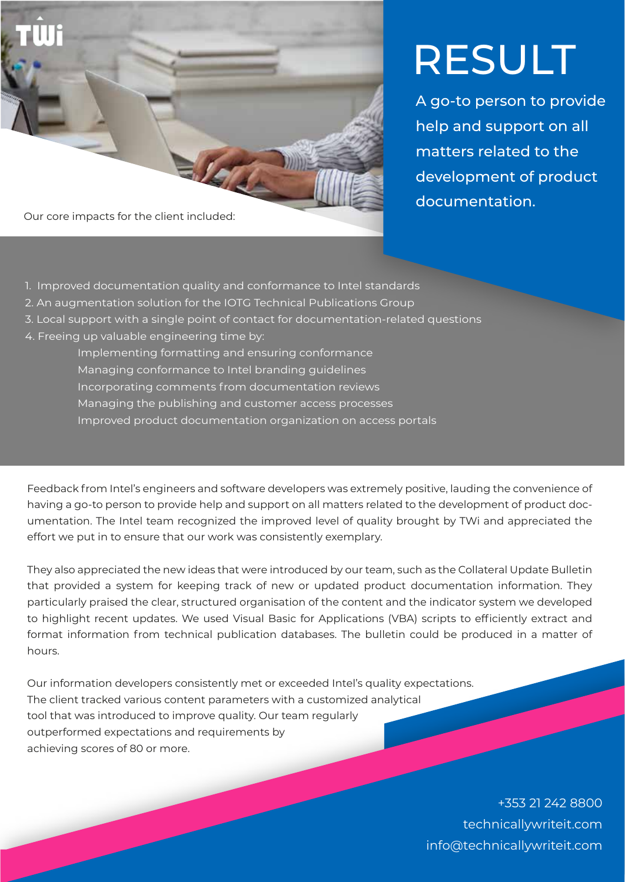# RESULT

A go-to person to provide help and support on all matters related to the development of product documentation.

Our core impacts for the client included:

1. Improved documentation quality and conformance to Intel standards
2. An augmentation solution for the IOTG Technical Publications Group
3. Local support with a single point of contact for documentation-related questions
4. Freeing up valuable engineering time by:
   - Implementing formatting and ensuring conformance
   - Managing conformance to Intel branding guidelines
   - Incorporating comments from documentation reviews
   - Managing the publishing and customer access processes
   - Improved product documentation organization on access portals

Feedback from Intel's engineers and software developers was extremely positive, lauding the convenience of having a go-to person to provide help and support on all matters related to the development of product documentation. The Intel team recognized the improved level of quality brought by TWi and appreciated the effort we put in to ensure that our work was consistently exemplary.

They also appreciated the new ideas that were introduced by our team, such as the Collateral Update Bulletin that provided a system for keeping track of new or updated product documentation information. They particularly praised the clear, structured organisation of the content and the indicator system we developed to highlight recent updates. We used Visual Basic for Applications (VBA) scripts to efficiently extract and format information from technical publication databases. The bulletin could be produced in a matter of hours.

Our information developers consistently met or exceeded Intel's quality expectations. The client tracked various content parameters with a customized analytical tool that was introduced to improve quality. Our team regularly outperformed expectations and requirements by achieving scores of 80 or more.

+353 21 242 8800
technicallywriteit.com
info@technicallywriteit.com